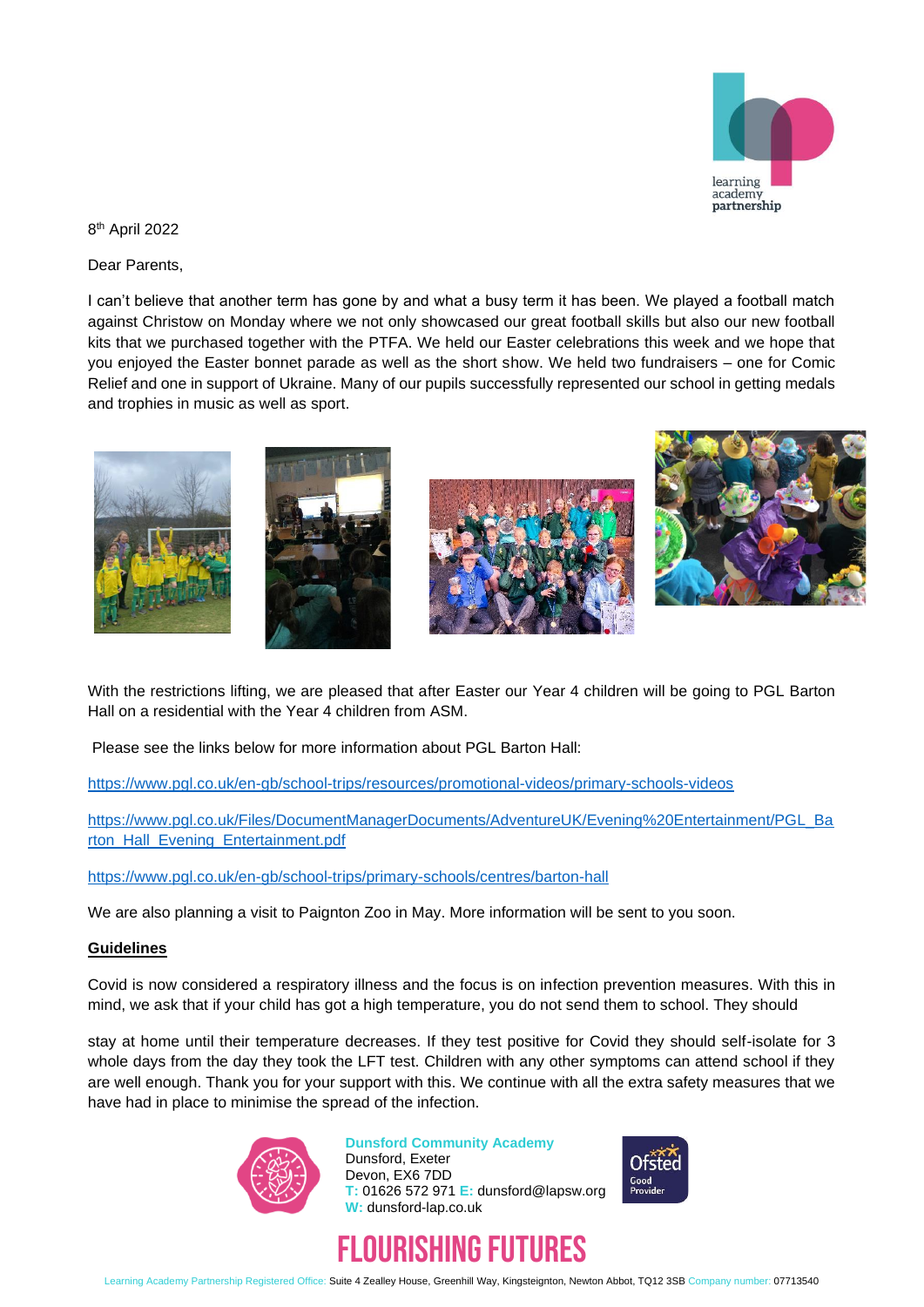8th April 2022

Dear Parents,

I can't believe that another term has gone by and what a busy term it has been. We played a football match against Christow on Monday where we not only showcased our great football skills but also our new football kits that we purchased together with the PTFA. We held our Easter celebrations this week and we hope that you enjoyed the Easter bonnet parade as well as the short show. We held two fundraisers – one for Comic Relief and one in support of Ukraine. Many of our pupils successfully represented our school in getting medals and trophies in music as well as sport.

With the restrictions lifting, we are pleased that after Easter our Year 4 children will be going to PGL Barton Hall on a residential with the Year 4 children from ASM.

Please see the links below for more information about PGL Barton Hall:

https://www.pgl.co.uk/en-gb/school-trips/resources/promotional-videos/primary-schools-videos

https://www.pgl.co.uk/Files/DocumentManagerDocuments/AdventureUK/Evening%20Entertainment/PGL_Barton_Hall_Evening_Entertainment.pdf

https://www.pgl.co.uk/en-gb/school-trips/primary-schools/centres/barton-hall

We are also planning a visit to Paignton Zoo in May. More information will be sent to you soon.

**Guidelines**

Covid is now considered a respiratory illness and the focus is on infection prevention measures. With this in mind, we ask that if your child has got a high temperature, you do not send them to school. They should

stay at home until their temperature decreases. If they test positive for Covid they should self-isolate for 3 whole days from the day they took the LFT test. Children with any other symptoms can attend school if they are well enough. Thank you for your support with this. We continue with all the extra safety measures that we have had in place to minimise the spread of the infection.

**Dunsford Community Academy**
Dunsford, Exeter
Devon, EX6 7DD
T: 01626 572 971 E: dunsford@lapsw.org
W: dunsford-lap.co.uk

Ofsted Good Provider

FLOURISHING FUTURES

Learning Academy Partnership Registered Office: Suite 4 Zealley House, Greenhill Way, Kingsteignton, Newton Abbot, TQ12 3SB Company number: 07713540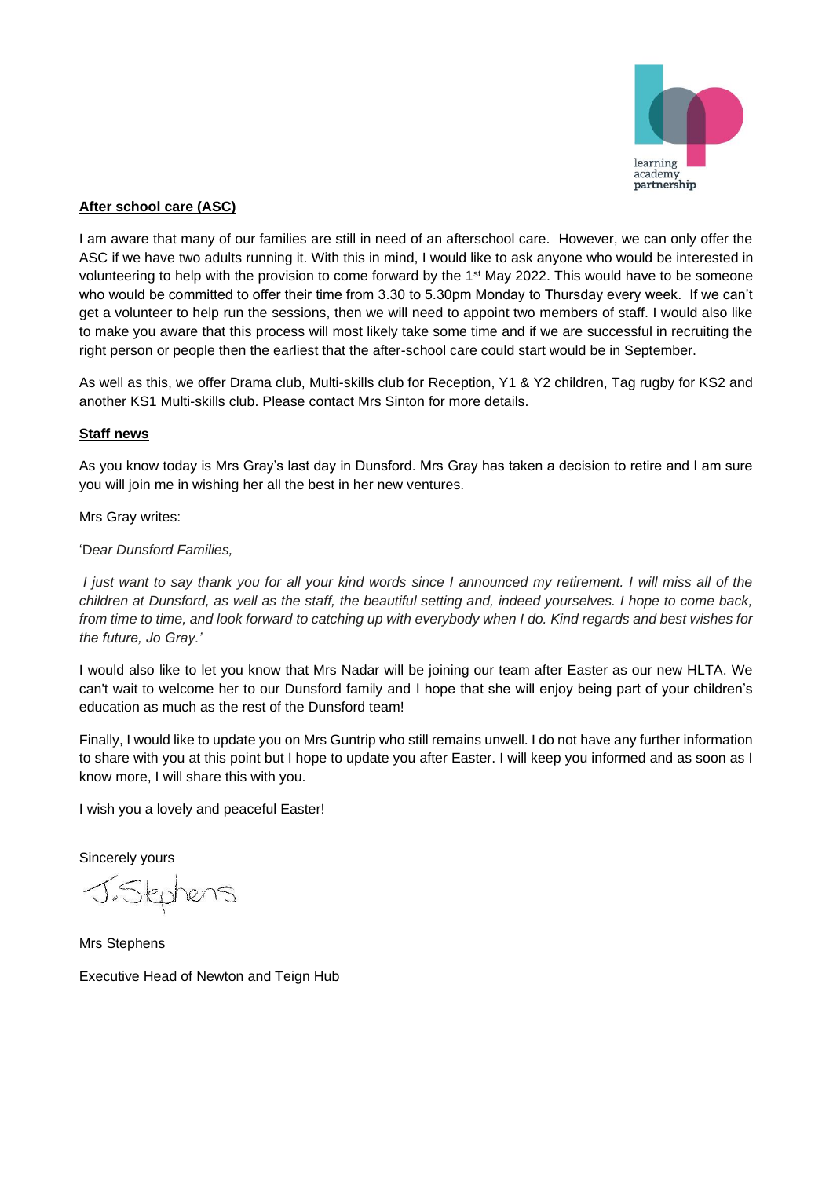## After school care (ASC)

I am aware that many of our families are still in need of an afterschool care. However, we can only offer the ASC if we have two adults running it. With this in mind, I would like to ask anyone who would be interested in volunteering to help with the provision to come forward by the 1st May 2022. This would have to be someone who would be committed to offer their time from 3.30 to 5.30pm Monday to Thursday every week. If we can't get a volunteer to help run the sessions, then we will need to appoint two members of staff. I would also like to make you aware that this process will most likely take some time and if we are successful in recruiting the right person or people then the earliest that the after-school care could start would be in September.

As well as this, we offer Drama club, Multi-skills club for Reception, Y1 & Y2 children, Tag rugby for KS2 and another KS1 Multi-skills club. Please contact Mrs Sinton for more details.

## Staff news

As you know today is Mrs Gray's last day in Dunsford. Mrs Gray has taken a decision to retire and I am sure you will join me in wishing her all the best in her new ventures.

Mrs Gray writes:

'D*ear Dunsford Families,*

*I just want to say thank you for all your kind words since I announced my retirement. I will miss all of the children at Dunsford, as well as the staff, the beautiful setting and, indeed yourselves. I hope to come back, from time to time, and look forward to catching up with everybody when I do. Kind regards and best wishes for the future, Jo Gray.'*

I would also like to let you know that Mrs Nadar will be joining our team after Easter as our new HLTA. We can't wait to welcome her to our Dunsford family and I hope that she will enjoy being part of your children's education as much as the rest of the Dunsford team!

Finally, I would like to update you on Mrs Guntrip who still remains unwell. I do not have any further information to share with you at this point but I hope to update you after Easter. I will keep you informed and as soon as I know more, I will share this with you.

I wish you a lovely and peaceful Easter!

Sincerely yours

J.Stephens

Mrs Stephens

Executive Head of Newton and Teign Hub